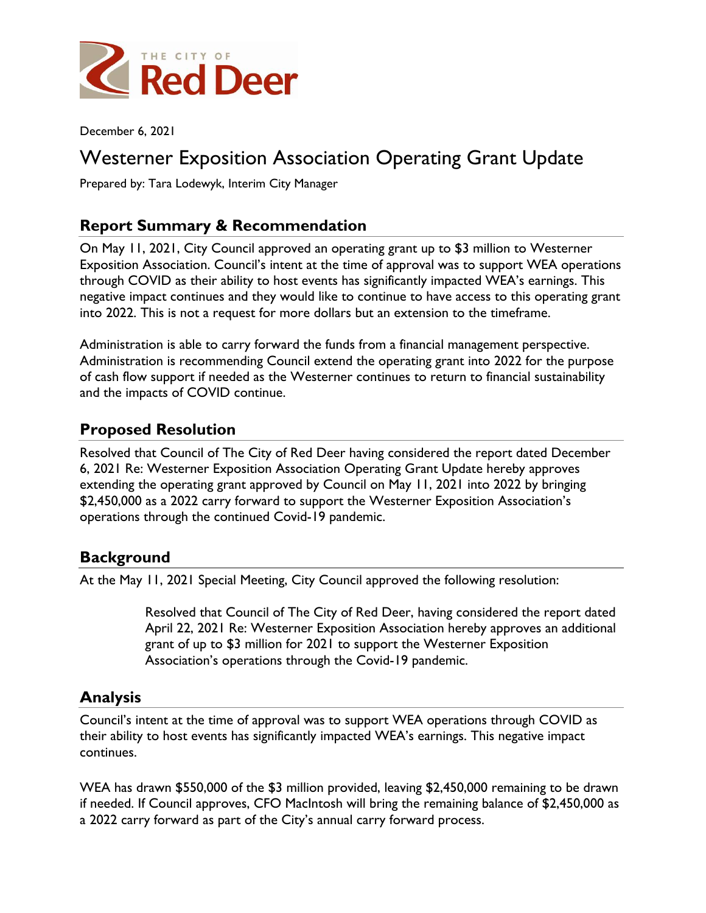THE CITY OF **Red Deer**

December 6, 2021

# Westerner Exposition Association Operating Grant Update

Prepared by: Tara Lodewyk, Interim City Manager

## Report Summary & Recommendation

On May 11, 2021, City Council approved an operating grant up to $3 million to Westerner Exposition Association. Council's intent at the time of approval was to support WEA operations through COVID as their ability to host events has significantly impacted WEA's earnings. This negative impact continues and they would like to continue to have access to this operating grant into 2022. This is not a request for more dollars but an extension to the timeframe.

Administration is able to carry forward the funds from a financial management perspective. Administration is recommending Council extend the operating grant into 2022 for the purpose of cash flow support if needed as the Westerner continues to return to financial sustainability and the impacts of COVID continue.

## Proposed Resolution

Resolved that Council of The City of Red Deer having considered the report dated December 6, 2021 Re: Westerner Exposition Association Operating Grant Update hereby approves extending the operating grant approved by Council on May 11, 2021 into 2022 by bringing $2,450,000 as a 2022 carry forward to support the Westerner Exposition Association's operations through the continued Covid-19 pandemic.

## Background

At the May 11, 2021 Special Meeting, City Council approved the following resolution:

> Resolved that Council of The City of Red Deer, having considered the report dated April 22, 2021 Re: Westerner Exposition Association hereby approves an additional grant of up to $3 million for 2021 to support the Westerner Exposition Association's operations through the Covid-19 pandemic.

## Analysis

Council's intent at the time of approval was to support WEA operations through COVID as their ability to host events has significantly impacted WEA's earnings. This negative impact continues.

WEA has drawn $550,000 of the $3 million provided, leaving $2,450,000 remaining to be drawn if needed. If Council approves, CFO MacIntosh will bring the remaining balance of $2,450,000 as a 2022 carry forward as part of the City's annual carry forward process.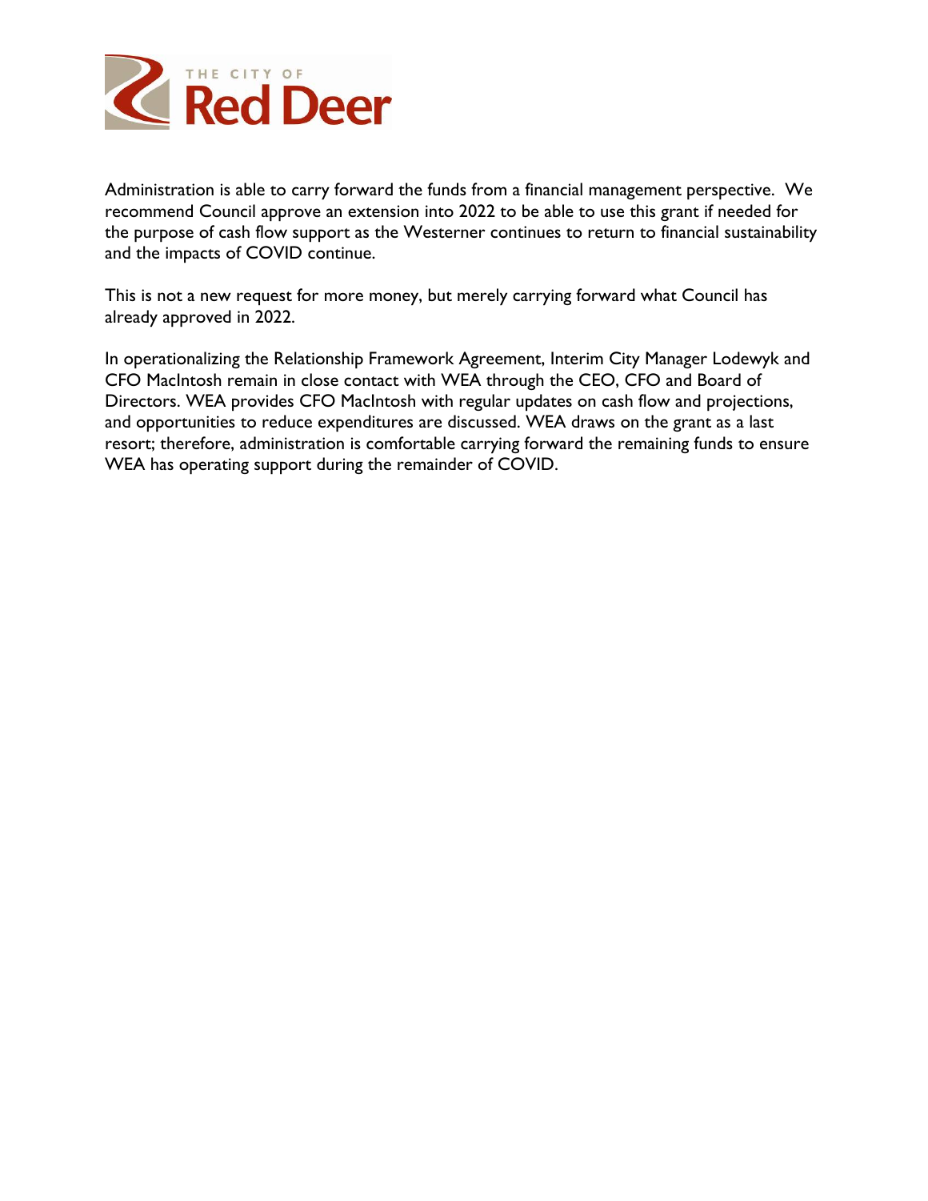Administration is able to carry forward the funds from a financial management perspective. We recommend Council approve an extension into 2022 to be able to use this grant if needed for the purpose of cash flow support as the Westerner continues to return to financial sustainability and the impacts of COVID continue.

This is not a new request for more money, but merely carrying forward what Council has already approved in 2022.

In operationalizing the Relationship Framework Agreement, Interim City Manager Lodewyk and CFO MacIntosh remain in close contact with WEA through the CEO, CFO and Board of Directors. WEA provides CFO MacIntosh with regular updates on cash flow and projections, and opportunities to reduce expenditures are discussed. WEA draws on the grant as a last resort; therefore, administration is comfortable carrying forward the remaining funds to ensure WEA has operating support during the remainder of COVID.